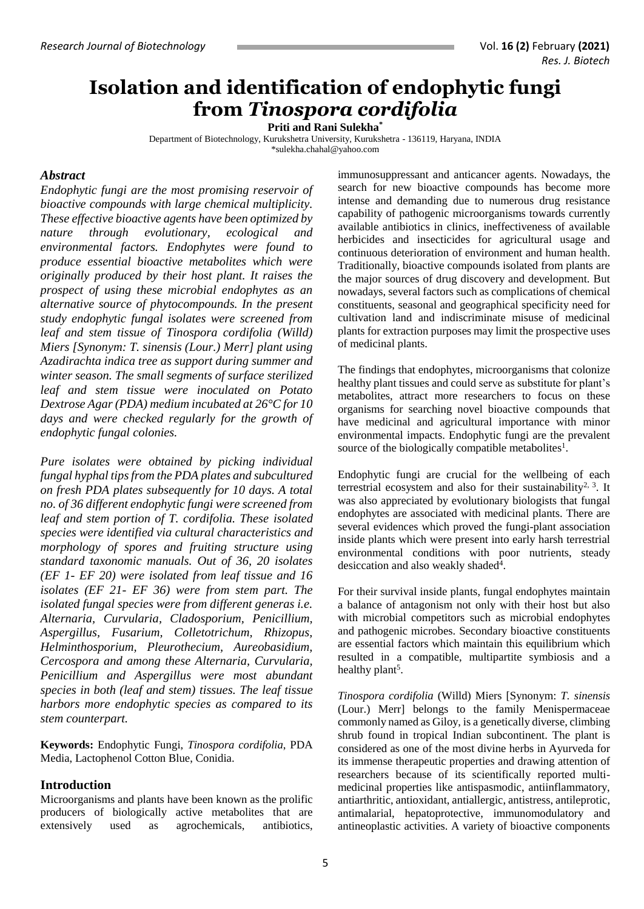# Isolation and identification of endophytic fungi from *Tinospora cordifolia*

**Priti and Rani Sulekha***

Department of Biotechnology, Kurukshetra University, Kurukshetra - 136119, Haryana, INDIA

*sulekha.chahal@yahoo.com

## *Abstract*

*Endophytic fungi are the most promising reservoir of bioactive compounds with large chemical multiplicity. These effective bioactive agents have been optimized by nature through evolutionary, ecological and environmental factors. Endophytes were found to produce essential bioactive metabolites which were originally produced by their host plant. It raises the prospect of using these microbial endophytes as an alternative source of phytocompounds. In the present study endophytic fungal isolates were screened from leaf and stem tissue of Tinospora cordifolia (Willd) Miers [Synonym: T. sinensis (Lour.) Merr] plant using Azadirachta indica tree as support during summer and winter season. The small segments of surface sterilized leaf and stem tissue were inoculated on Potato Dextrose Agar (PDA) medium incubated at 26°C for 10 days and were checked regularly for the growth of endophytic fungal colonies.*

*Pure isolates were obtained by picking individual fungal hyphal tips from the PDA plates and subcultured on fresh PDA plates subsequently for 10 days. A total no. of 36 different endophytic fungi were screened from leaf and stem portion of T. cordifolia. These isolated species were identified via cultural characteristics and morphology of spores and fruiting structure using standard taxonomic manuals. Out of 36, 20 isolates (EF 1- EF 20) were isolated from leaf tissue and 16 isolates (EF 21- EF 36) were from stem part. The isolated fungal species were from different generas i.e. Alternaria, Curvularia, Cladosporium, Penicillium, Aspergillus, Fusarium, Colletotrichum, Rhizopus, Helminthosporium, Pleurothecium, Aureobasidium, Cercospora and among these Alternaria, Curvularia, Penicillium and Aspergillus were most abundant species in both (leaf and stem) tissues. The leaf tissue harbors more endophytic species as compared to its stem counterpart.*

**Keywords:** Endophytic Fungi, *Tinospora cordifolia,* PDA Media, Lactophenol Cotton Blue, Conidia.

## Introduction

Microorganisms and plants have been known as the prolific producers of biologically active metabolites that are extensively used as agrochemicals, antibiotics, immunosuppressant and anticancer agents. Nowadays, the search for new bioactive compounds has become more intense and demanding due to numerous drug resistance capability of pathogenic microorganisms towards currently available antibiotics in clinics, ineffectiveness of available herbicides and insecticides for agricultural usage and continuous deterioration of environment and human health. Traditionally, bioactive compounds isolated from plants are the major sources of drug discovery and development. But nowadays, several factors such as complications of chemical constituents, seasonal and geographical specificity need for cultivation land and indiscriminate misuse of medicinal plants for extraction purposes may limit the prospective uses of medicinal plants.

The findings that endophytes, microorganisms that colonize healthy plant tissues and could serve as substitute for plant's metabolites, attract more researchers to focus on these organisms for searching novel bioactive compounds that have medicinal and agricultural importance with minor environmental impacts. Endophytic fungi are the prevalent source of the biologically compatible metabolites[1].

Endophytic fungi are crucial for the wellbeing of each terrestrial ecosystem and also for their sustainability[2, 3]. It was also appreciated by evolutionary biologists that fungal endophytes are associated with medicinal plants. There are several evidences which proved the fungi-plant association inside plants which were present into early harsh terrestrial environmental conditions with poor nutrients, steady desiccation and also weakly shaded[4].

For their survival inside plants, fungal endophytes maintain a balance of antagonism not only with their host but also with microbial competitors such as microbial endophytes and pathogenic microbes. Secondary bioactive constituents are essential factors which maintain this equilibrium which resulted in a compatible, multipartite symbiosis and a healthy plant[5].

*Tinospora cordifolia* (Willd) Miers [Synonym: *T. sinensis* (Lour.) Merr] belongs to the family Menispermaceae commonly named as Giloy, is a genetically diverse, climbing shrub found in tropical Indian subcontinent. The plant is considered as one of the most divine herbs in Ayurveda for its immense therapeutic properties and drawing attention of researchers because of its scientifically reported multi-medicinal properties like antispasmodic, antiinflammatory, antiarthritic, antioxidant, antiallergic, antistress, antileprotic, antimalarial, hepatoprotective, immunomodulatory and antineoplastic activities. A variety of bioactive components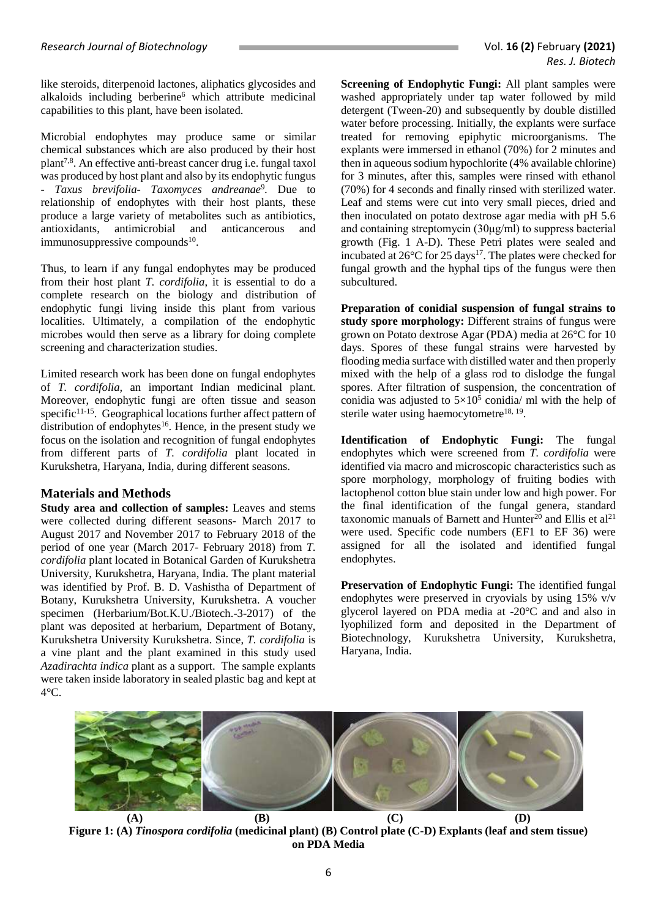like steroids, diterpenoid lactones, aliphatics glycosides and alkaloids including berberine[6] which attribute medicinal capabilities to this plant, have been isolated.

Microbial endophytes may produce same or similar chemical substances which are also produced by their host plant[7,8]. An effective anti-breast cancer drug i.e. fungal taxol was produced by host plant and also by its endophytic fungus - *Taxus brevifolia*- *Taxomyces andreanae*[9]. Due to relationship of endophytes with their host plants, these produce a large variety of metabolites such as antibiotics, antioxidants, antimicrobial and anticancerous and immunosuppressive compounds[10].

Thus, to learn if any fungal endophytes may be produced from their host plant *T. cordifolia*, it is essential to do a complete research on the biology and distribution of endophytic fungi living inside this plant from various localities. Ultimately, a compilation of the endophytic microbes would then serve as a library for doing complete screening and characterization studies.

Limited research work has been done on fungal endophytes of *T. cordifolia,* an important Indian medicinal plant. Moreover, endophytic fungi are often tissue and season specific[11-15]. Geographical locations further affect pattern of distribution of endophytes[16]. Hence, in the present study we focus on the isolation and recognition of fungal endophytes from different parts of *T. cordifolia* plant located in Kurukshetra, Haryana, India, during different seasons.

## Materials and Methods

**Study area and collection of samples:** Leaves and stems were collected during different seasons- March 2017 to August 2017 and November 2017 to February 2018 of the period of one year (March 2017- February 2018) from *T. cordifolia* plant located in Botanical Garden of Kurukshetra University, Kurukshetra, Haryana, India. The plant material was identified by Prof. B. D. Vashistha of Department of Botany, Kurukshetra University, Kurukshetra. A voucher specimen (Herbarium/Bot.K.U./Biotech.-3-2017) of the plant was deposited at herbarium, Department of Botany, Kurukshetra University Kurukshetra. Since, *T. cordifolia* is a vine plant and the plant examined in this study used *Azadirachta indica* plant as a support. The sample explants were taken inside laboratory in sealed plastic bag and kept at 4°C.

**Screening of Endophytic Fungi:** All plant samples were washed appropriately under tap water followed by mild detergent (Tween-20) and subsequently by double distilled water before processing. Initially, the explants were surface treated for removing epiphytic microorganisms. The explants were immersed in ethanol (70%) for 2 minutes and then in aqueous sodium hypochlorite (4% available chlorine) for 3 minutes, after this, samples were rinsed with ethanol (70%) for 4 seconds and finally rinsed with sterilized water. Leaf and stems were cut into very small pieces, dried and then inoculated on potato dextrose agar media with pH 5.6 and containing streptomycin (30µg/ml) to suppress bacterial growth (Fig. 1 A-D). These Petri plates were sealed and incubated at 26°C for 25 days[17]. The plates were checked for fungal growth and the hyphal tips of the fungus were then subcultured.

**Preparation of conidial suspension of fungal strains to study spore morphology:** Different strains of fungus were grown on Potato dextrose Agar (PDA) media at 26°C for 10 days. Spores of these fungal strains were harvested by flooding media surface with distilled water and then properly mixed with the help of a glass rod to dislodge the fungal spores. After filtration of suspension, the concentration of conidia was adjusted to $5\times10^5$ conidia/ ml with the help of sterile water using haemocytometre[18, 19].

**Identification of Endophytic Fungi:** The fungal endophytes which were screened from *T. cordifolia* were identified via macro and microscopic characteristics such as spore morphology, morphology of fruiting bodies with lactophenol cotton blue stain under low and high power. For the final identification of the fungal genera, standard taxonomic manuals of Barnett and Hunter[20] and Ellis et al[21] were used. Specific code numbers (EF1 to EF 36) were assigned for all the isolated and identified fungal endophytes.

**Preservation of Endophytic Fungi:** The identified fungal endophytes were preserved in cryovials by using 15% v/v glycerol layered on PDA media at -20°C and and also in lyophilized form and deposited in the Department of Biotechnology, Kurukshetra University, Kurukshetra, Haryana, India.

(A) (B) (C) (D)

**Figure 1: (A) *Tinospora cordifolia* (medicinal plant) (B) Control plate (C-D) Explants (leaf and stem tissue) on PDA Media**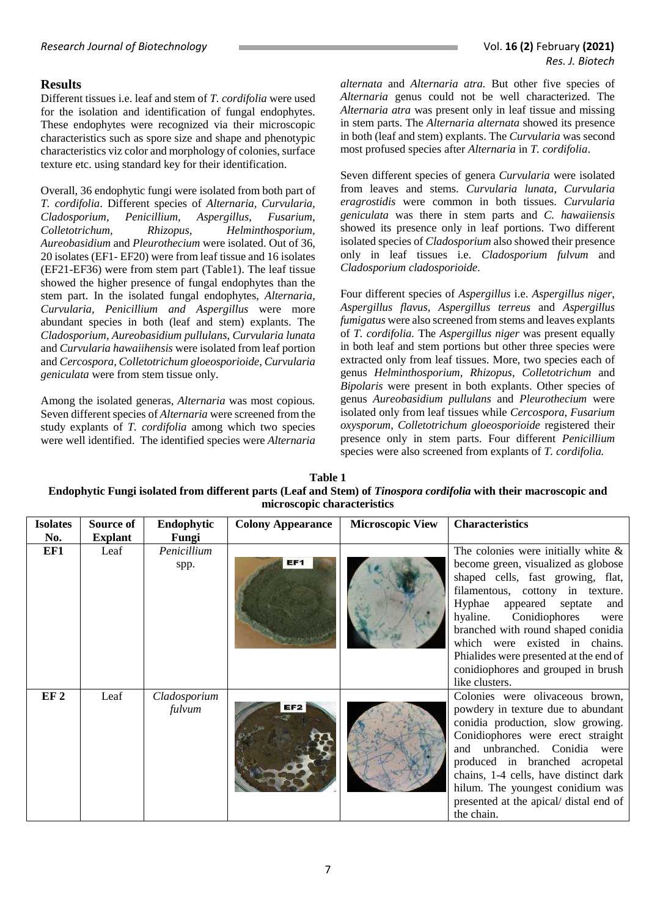## Results

Different tissues i.e. leaf and stem of *T. cordifolia* were used for the isolation and identification of fungal endophytes. These endophytes were recognized via their microscopic characteristics such as spore size and shape and phenotypic characteristics viz color and morphology of colonies, surface texture etc. using standard key for their identification.

Overall, 36 endophytic fungi were isolated from both part of *T. cordifolia*. Different species of *Alternaria, Curvularia, Cladosporium, Penicillium, Aspergillus, Fusarium, Colletotrichum, Rhizopus, Helminthosporium, Aureobasidium* and *Pleurothecium* were isolated. Out of 36, 20 isolates (EF1- EF20) were from leaf tissue and 16 isolates (EF21-EF36) were from stem part (Table1). The leaf tissue showed the higher presence of fungal endophytes than the stem part. In the isolated fungal endophytes, *Alternaria, Curvularia, Penicillium and Aspergillus* were more abundant species in both (leaf and stem) explants. The *Cladosporium*, *Aureobasidium pullulans*, *Curvularia lunata* and *Curvularia hawaiihensis* were isolated from leaf portion and *Cercospora*, *Colletotrichum gloeosporioide*, *Curvularia geniculata* were from stem tissue only.

Among the isolated generas, *Alternaria* was most copious. Seven different species of *Alternaria* were screened from the study explants of *T. cordifolia* among which two species were well identified. The identified species were *Alternaria alternata* and *Alternaria atra.* But other five species of *Alternaria* genus could not be well characterized. The *Alternaria atra* was present only in leaf tissue and missing in stem parts. The *Alternaria alternata* showed its presence in both (leaf and stem) explants. The *Curvularia* was second most profused species after *Alternaria* in *T. cordifolia*.

Seven different species of genera *Curvularia* were isolated from leaves and stems. *Curvularia lunata, Curvularia eragrostidis* were common in both tissues. *Curvularia geniculata* was there in stem parts and *C. hawaiiensis* showed its presence only in leaf portions. Two different isolated species of *Cladosporium* also showed their presence only in leaf tissues i.e. *Cladosporium fulvum* and *Cladosporium cladosporioide*.

Four different species of *Aspergillus* i.e. *Aspergillus niger, Aspergillus flavus, Aspergillus terreus* and *Aspergillus fumigatus* were also screened from stems and leaves explants of *T. cordifolia.* The *Aspergillus niger* was present equally in both leaf and stem portions but other three species were extracted only from leaf tissues. More, two species each of genus *Helminthosporium, Rhizopus, Colletotrichum* and *Bipolaris* were present in both explants. Other species of genus *Aureobasidium pullulans* and *Pleurothecium* were isolated only from leaf tissues while *Cercospora, Fusarium oxysporum*, *Colletotrichum gloeosporioide* registered their presence only in stem parts. Four different *Penicillium* species were also screened from explants of *T. cordifolia.*

**Table 1**
**Endophytic Fungi isolated from different parts (Leaf and Stem) of *Tinospora cordifolia* with their macroscopic and microscopic characteristics**

| Isolates No. | Source of Explant | Endophytic Fungi | Colony Appearance | Microscopic View | Characteristics |
|---|---|---|---|---|---|
| EF1 | Leaf | *Penicillium* spp. | | | The colonies were initially white & become green, visualized as globose shaped cells, fast growing, flat, filamentous, cottony in texture. Hyphae appeared septate and hyaline. Conidiophores were branched with round shaped conidia which were existed in chains. Phialides were presented at the end of conidiophores and grouped in brush like clusters. |
| EF 2 | Leaf | *Cladosporium fulvum* | | | Colonies were olivaceous brown, powdery in texture due to abundant conidia production, slow growing. Conidiophores were erect straight and unbranched. Conidia were produced in branched acropetal chains, 1-4 cells, have distinct dark hilum. The youngest conidium was presented at the apical/ distal end of the chain. |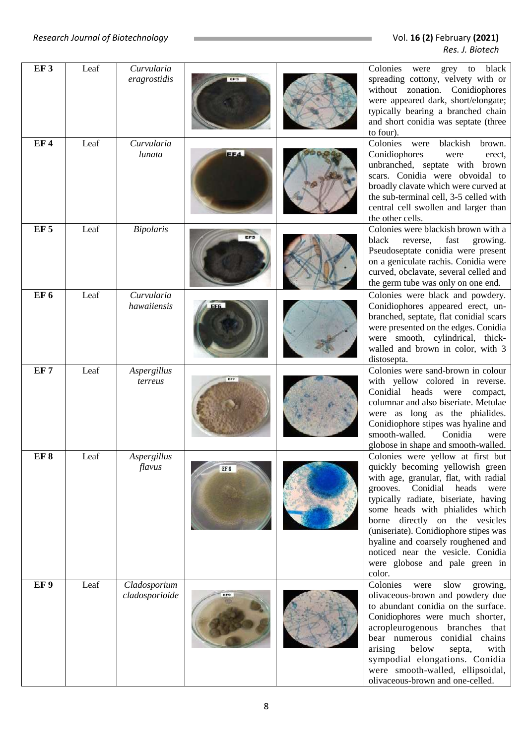| | | | | | |
|---|---|---|---|---|---|
| **EF 3** | Leaf | *Curvularia eragrostidis* | | | Colonies were grey to black spreading cottony, velvety with or without zonation. Conidiophores were appeared dark, short/elongate; typically bearing a branched chain and short conidia was septate (three to four). |
| **EF 4** | Leaf | *Curvularia lunata* | | | Colonies were blackish brown. Conidiophores were erect, unbranched, septate with brown scars. Conidia were obvoidal to broadly clavate which were curved at the sub-terminal cell, 3-5 celled with central cell swollen and larger than the other cells. |
| **EF 5** | Leaf | *Bipolaris* | | | Colonies were blackish brown with a black reverse, fast growing. Pseudoseptate conidia were present on a geniculate rachis. Conidia were curved, obclavate, several celled and the germ tube was only on one end. |
| **EF 6** | Leaf | *Curvularia hawaiiensis* | | | Colonies were black and powdery. Conidiophores appeared erect, un-branched, septate, flat conidial scars were presented on the edges. Conidia were smooth, cylindrical, thick-walled and brown in color, with 3 distosepta. |
| **EF 7** | Leaf | *Aspergillus terreus* | | | Colonies were sand-brown in colour with yellow colored in reverse. Conidial heads were compact, columnar and also biseriate. Metulae were as long as the phialides. Conidiophore stipes was hyaline and smooth-walled. Conidia were globose in shape and smooth-walled. |
| **EF 8** | Leaf | *Aspergillus flavus* | | | Colonies were yellow at first but quickly becoming yellowish green with age, granular, flat, with radial grooves. Conidial heads were typically radiate, biseriate, having some heads with phialides which borne directly on the vesicles (uniseriate). Conidiophore stipes was hyaline and coarsely roughened and noticed near the vesicle. Conidia were globose and pale green in color. |
| **EF 9** | Leaf | *Cladosporium cladosporioide* | | | Colonies were slow growing, olivaceous-brown and powdery due to abundant conidia on the surface. Conidiophores were much shorter, acropleurogenous branches that bear numerous conidial chains arising below septa, with sympodial elongations. Conidia were smooth-walled, ellipsoidal, olivaceous-brown and one-celled. |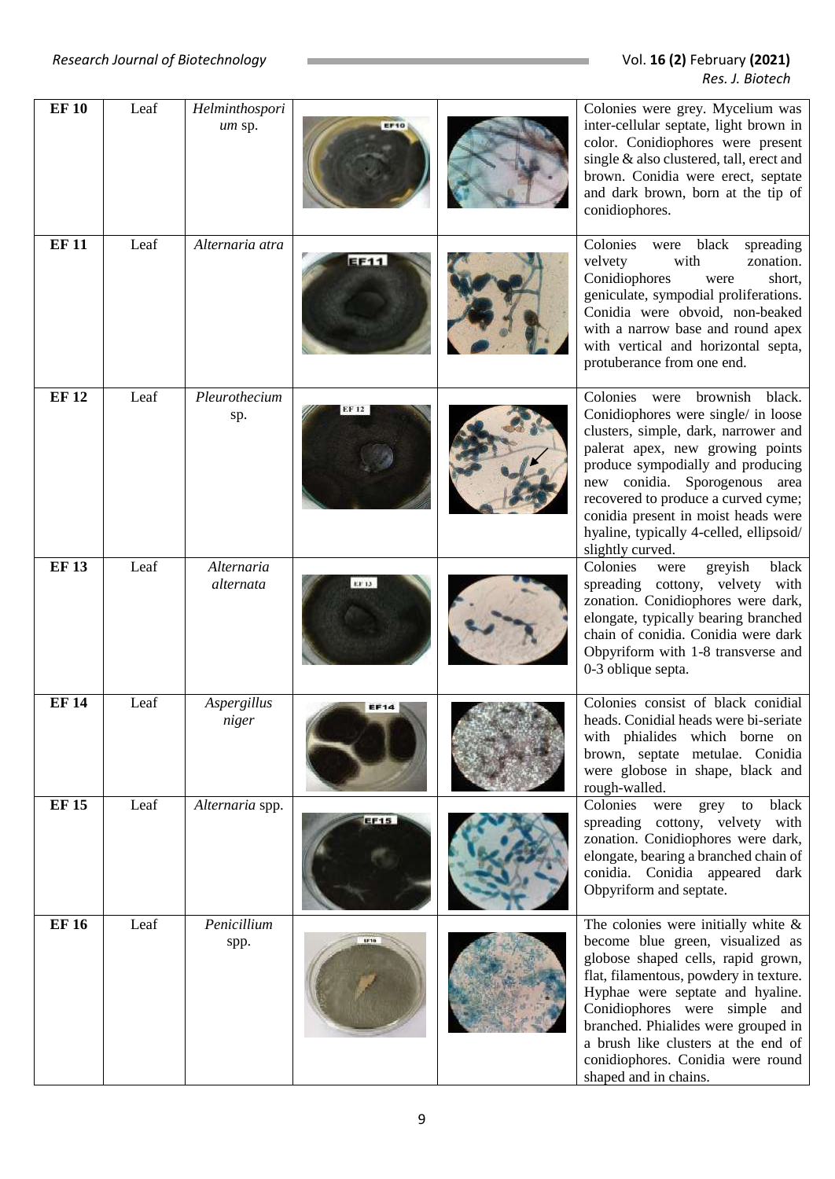| | | | | | |
|---|---|---|---|---|---|
| **EF 10** | Leaf | *Helminthosporium* sp. | | | Colonies were grey. Mycelium was inter-cellular septate, light brown in color. Conidiophores were present single & also clustered, tall, erect and brown. Conidia were erect, septate and dark brown, born at the tip of conidiophores. |
| **EF 11** | Leaf | *Alternaria atra* | | | Colonies were black spreading velvety with zonation. Conidiophores were short, geniculate, sympodial proliferations. Conidia were obvoid, non-beaked with a narrow base and round apex with vertical and horizontal septa, protuberance from one end. |
| **EF 12** | Leaf | *Pleurothecium* sp. | | | Colonies were brownish black. Conidiophores were single/ in loose clusters, simple, dark, narrower and palerat apex, new growing points produce sympodially and producing new conidia. Sporogenous area recovered to produce a curved cyme; conidia present in moist heads were hyaline, typically 4-celled, ellipsoid/ slightly curved. |
| **EF 13** | Leaf | *Alternaria alternata* | | | Colonies were greyish black spreading cottony, velvety with zonation. Conidiophores were dark, elongate, typically bearing branched chain of conidia. Conidia were dark Obpyriform with 1-8 transverse and 0-3 oblique septa. |
| **EF 14** | Leaf | *Aspergillus niger* | | | Colonies consist of black conidial heads. Conidial heads were bi-seriate with phialides which borne on brown, septate metulae. Conidia were globose in shape, black and rough-walled. |
| **EF 15** | Leaf | *Alternaria* spp. | | | Colonies were grey to black spreading cottony, velvety with zonation. Conidiophores were dark, elongate, bearing a branched chain of conidia. Conidia appeared dark Obpyriform and septate. |
| **EF 16** | Leaf | *Penicillium* spp. | | | The colonies were initially white & become blue green, visualized as globose shaped cells, rapid grown, flat, filamentous, powdery in texture. Hyphae were septate and hyaline. Conidiophores were simple and branched. Phialides were grouped in a brush like clusters at the end of conidiophores. Conidia were round shaped and in chains. |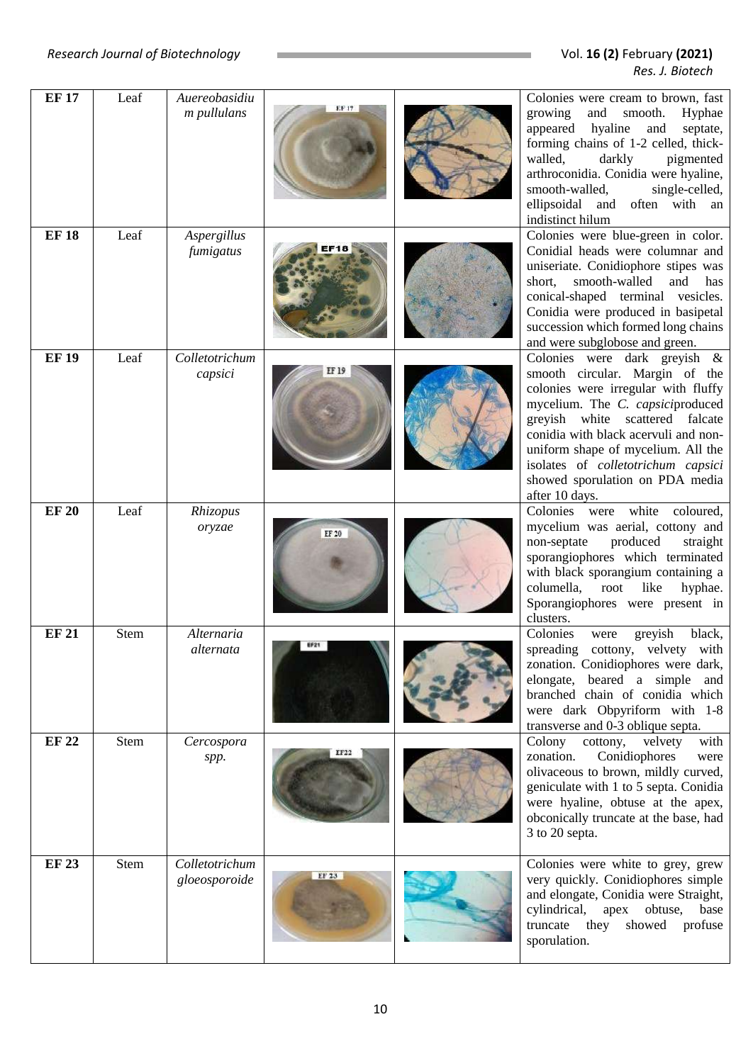| EF 17 | Leaf | *Auereobasidium pullulans* | | | Colonies were cream to brown, fast growing and smooth. Hyphae appeared hyaline and septate, forming chains of 1-2 celled, thick-walled, darkly pigmented arthroconidia. Conidia were hyaline, smooth-walled, single-celled, ellipsoidal and often with an indistinct hilum |
|---|---|---|---|---|---|
| EF 18 | Leaf | *Aspergillus fumigatus* | | | Colonies were blue-green in color. Conidial heads were columnar and uniseriate. Conidiophore stipes was short, smooth-walled and has conical-shaped terminal vesicles. Conidia were produced in basipetal succession which formed long chains and were subglobose and green. |
| EF 19 | Leaf | *Colletotrichum capsici* | | | Colonies were dark greyish & smooth circular. Margin of the colonies were irregular with fluffy mycelium. The *C. capsici*produced greyish white scattered falcate conidia with black acervuli and non-uniform shape of mycelium. All the isolates of *colletotrichum capsici* showed sporulation on PDA media after 10 days. |
| EF 20 | Leaf | *Rhizopus oryzae* | | | Colonies were white coloured, mycelium was aerial, cottony and non-septate produced straight sporangiophores which terminated with black sporangium containing a columella, root like hyphae. Sporangiophores were present in clusters. |
| EF 21 | Stem | *Alternaria alternata* | | | Colonies were greyish black, spreading cottony, velvety with zonation. Conidiophores were dark, elongate, beared a simple and branched chain of conidia which were dark Obpyriform with 1-8 transverse and 0-3 oblique septa. |
| EF 22 | Stem | *Cercospora spp.* | | | Colony cottony, velvety with zonation. Conidiophores were olivaceous to brown, mildly curved, geniculate with 1 to 5 septa. Conidia were hyaline, obtuse at the apex, obconically truncate at the base, had 3 to 20 septa. |
| EF 23 | Stem | *Colletotrichum gloeosporoide* | | | Colonies were white to grey, grew very quickly. Conidiophores simple and elongate, Conidia were Straight, cylindrical, apex obtuse, base truncate they showed profuse sporulation. |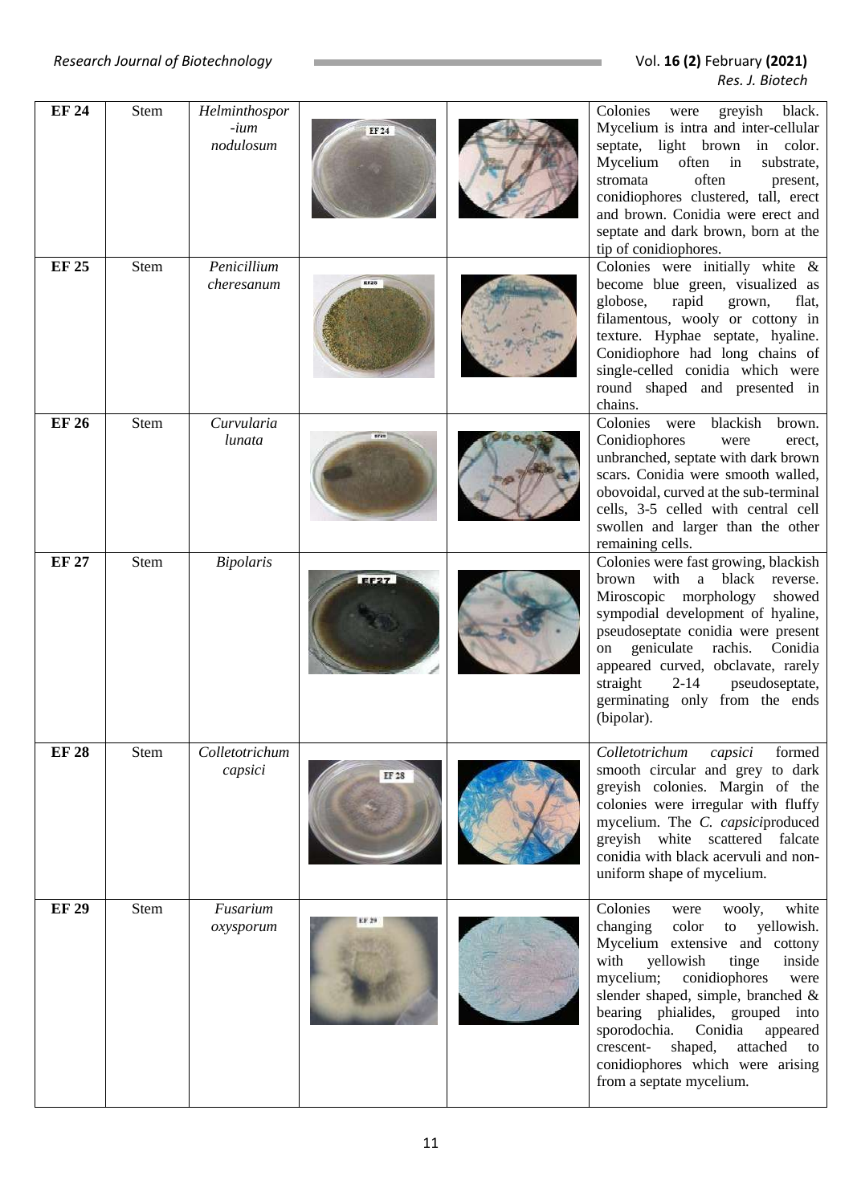| | | | | | |
|---|---|---|---|---|---|
| **EF 24** | Stem | *Helminthosporium nodulosum* | | | Colonies were greyish black. Mycelium is intra and inter-cellular septate, light brown in color. Mycelium often in substrate, stromata often present, conidiophores clustered, tall, erect and brown. Conidia were erect and septate and dark brown, born at the tip of conidiophores. |
| **EF 25** | Stem | *Penicillium cheresanum* | | | Colonies were initially white & become blue green, visualized as globose, rapid grown, flat, filamentous, wooly or cottony in texture. Hyphae septate, hyaline. Conidiophore had long chains of single-celled conidia which were round shaped and presented in chains. |
| **EF 26** | Stem | *Curvularia lunata* | | | Colonies were blackish brown. Conidiophores were erect, unbranched, septate with dark brown scars. Conidia were smooth walled, obovoidal, curved at the sub-terminal cells, 3-5 celled with central cell swollen and larger than the other remaining cells. |
| **EF 27** | Stem | *Bipolaris* | | | Colonies were fast growing, blackish brown with a black reverse. Miroscopic morphology showed sympodial development of hyaline, pseudoseptate conidia were present on geniculate rachis. Conidia appeared curved, obclavate, rarely straight 2-14 pseudoseptate, germinating only from the ends (bipolar). |
| **EF 28** | Stem | *Colletotrichum capsici* | | | *Colletotrichum capsici* formed smooth circular and grey to dark greyish colonies. Margin of the colonies were irregular with fluffy mycelium. The *C. capsici*produced greyish white scattered falcate conidia with black acervuli and non-uniform shape of mycelium. |
| **EF 29** | Stem | *Fusarium oxysporum* | | | Colonies were wooly, white changing color to yellowish. Mycelium extensive and cottony with yellowish tinge inside mycelium; conidiophores were slender shaped, simple, branched & bearing phialides, grouped into sporodochia. Conidia appeared crescent- shaped, attached to conidiophores which were arising from a septate mycelium. |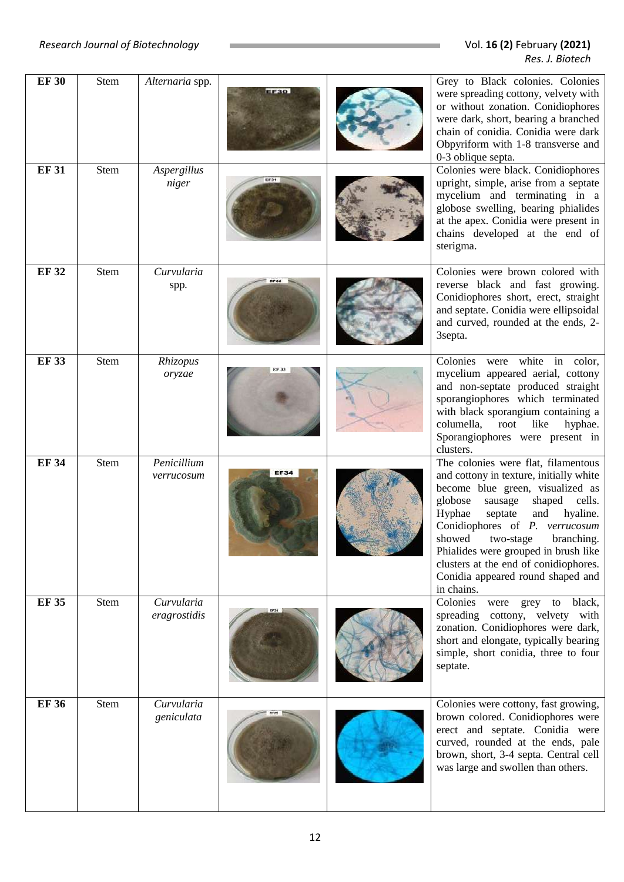| EF 30 | Stem | *Alternaria* spp. | | | Grey to Black colonies. Colonies were spreading cottony, velvety with or without zonation. Conidiophores were dark, short, bearing a branched chain of conidia. Conidia were dark Obpyriform with 1-8 transverse and 0-3 oblique septa. |
|---|---|---|---|---|---|
| EF 31 | Stem | *Aspergillus niger* | | | Colonies were black. Conidiophores upright, simple, arise from a septate mycelium and terminating in a globose swelling, bearing phialides at the apex. Conidia were present in chains developed at the end of sterigma. |
| EF 32 | Stem | *Curvularia* spp. | | | Colonies were brown colored with reverse black and fast growing. Conidiophores short, erect, straight and septate. Conidia were ellipsoidal and curved, rounded at the ends, 2-3septa. |
| EF 33 | Stem | *Rhizopus oryzae* | | | Colonies were white in color, mycelium appeared aerial, cottony and non-septate produced straight sporangiophores which terminated with black sporangium containing a columella, root like hyphae. Sporangiophores were present in clusters. |
| EF 34 | Stem | *Penicillium verrucosum* | | | The colonies were flat, filamentous and cottony in texture, initially white become blue green, visualized as globose sausage shaped cells. Hyphae septate and hyaline. Conidiophores of *P. verrucosum* showed two-stage branching. Phialides were grouped in brush like clusters at the end of conidiophores. Conidia appeared round shaped and in chains. |
| EF 35 | Stem | *Curvularia eragrostidis* | | | Colonies were grey to black, spreading cottony, velvety with zonation. Conidiophores were dark, short and elongate, typically bearing simple, short conidia, three to four septate. |
| EF 36 | Stem | *Curvularia geniculata* | | | Colonies were cottony, fast growing, brown colored. Conidiophores were erect and septate. Conidia were curved, rounded at the ends, pale brown, short, 3-4 septa. Central cell was large and swollen than others. |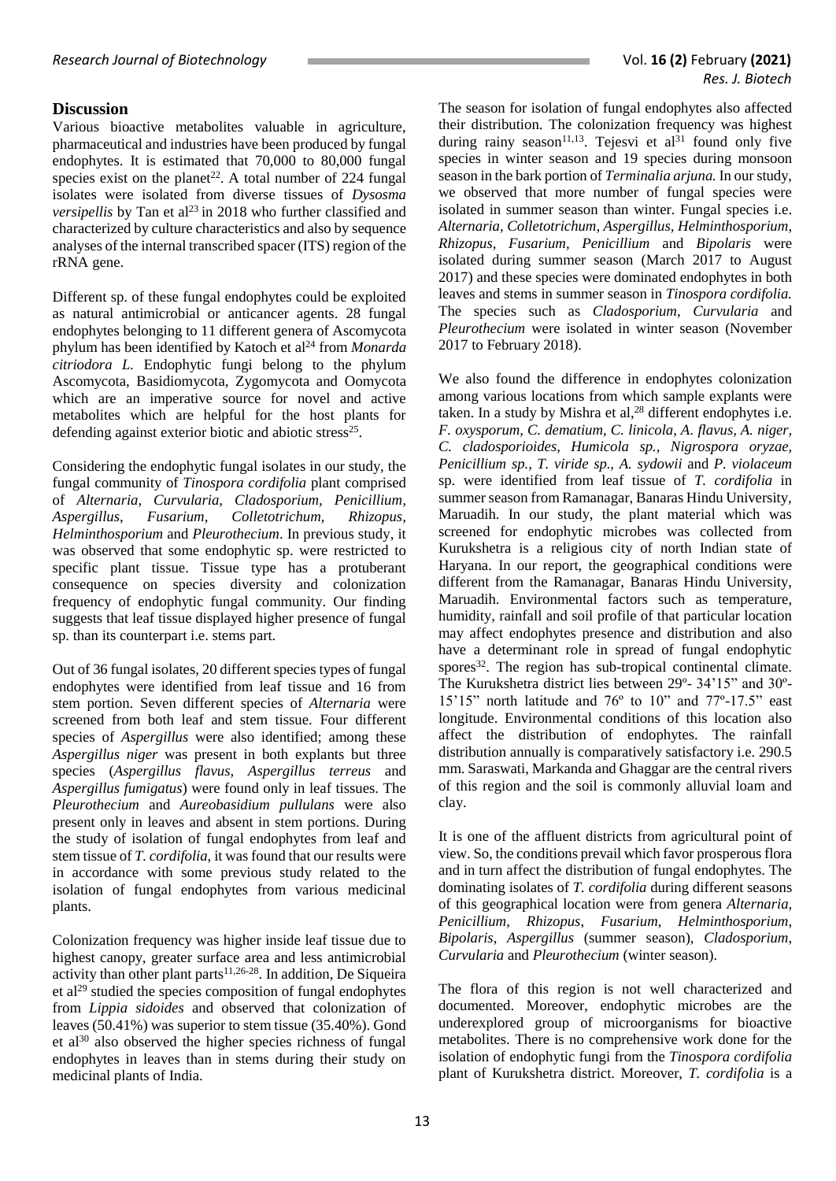## Discussion

Various bioactive metabolites valuable in agriculture, pharmaceutical and industries have been produced by fungal endophytes. It is estimated that 70,000 to 80,000 fungal species exist on the planet[22]. A total number of 224 fungal isolates were isolated from diverse tissues of *Dysosma versipellis* by Tan et al[23] in 2018 who further classified and characterized by culture characteristics and also by sequence analyses of the internal transcribed spacer (ITS) region of the rRNA gene.

Different sp. of these fungal endophytes could be exploited as natural antimicrobial or anticancer agents. 28 fungal endophytes belonging to 11 different genera of Ascomycota phylum has been identified by Katoch et al[24] from *Monarda citriodora L.* Endophytic fungi belong to the phylum Ascomycota, Basidiomycota, Zygomycota and Oomycota which are an imperative source for novel and active metabolites which are helpful for the host plants for defending against exterior biotic and abiotic stress[25].

Considering the endophytic fungal isolates in our study, the fungal community of *Tinospora cordifolia* plant comprised of *Alternaria, Curvularia, Cladosporium, Penicillium, Aspergillus, Fusarium, Colletotrichum, Rhizopus, Helminthosporium* and *Pleurothecium*. In previous study, it was observed that some endophytic sp. were restricted to specific plant tissue. Tissue type has a protuberant consequence on species diversity and colonization frequency of endophytic fungal community. Our finding suggests that leaf tissue displayed higher presence of fungal sp. than its counterpart i.e. stems part.

Out of 36 fungal isolates, 20 different species types of fungal endophytes were identified from leaf tissue and 16 from stem portion. Seven different species of *Alternaria* were screened from both leaf and stem tissue. Four different species of *Aspergillus* were also identified; among these *Aspergillus niger* was present in both explants but three species (*Aspergillus flavus, Aspergillus terreus* and *Aspergillus fumigatus*) were found only in leaf tissues. The *Pleurothecium* and *Aureobasidium pullulans* were also present only in leaves and absent in stem portions. During the study of isolation of fungal endophytes from leaf and stem tissue of *T. cordifolia*, it was found that our results were in accordance with some previous study related to the isolation of fungal endophytes from various medicinal plants.

Colonization frequency was higher inside leaf tissue due to highest canopy, greater surface area and less antimicrobial activity than other plant parts[11,26-28]. In addition, De Siqueira et al[29] studied the species composition of fungal endophytes from *Lippia sidoides* and observed that colonization of leaves (50.41%) was superior to stem tissue (35.40%). Gond et al[30] also observed the higher species richness of fungal endophytes in leaves than in stems during their study on medicinal plants of India.

The season for isolation of fungal endophytes also affected their distribution. The colonization frequency was highest during rainy season[11,13]. Tejesvi et al[31] found only five species in winter season and 19 species during monsoon season in the bark portion of *Terminalia arjuna.* In our study, we observed that more number of fungal species were isolated in summer season than winter. Fungal species i.e. *Alternaria, Colletotrichum, Aspergillus, Helminthosporium, Rhizopus, Fusarium, Penicillium* and *Bipolaris* were isolated during summer season (March 2017 to August 2017) and these species were dominated endophytes in both leaves and stems in summer season in *Tinospora cordifolia.* The species such as *Cladosporium*, *Curvularia* and *Pleurothecium* were isolated in winter season (November 2017 to February 2018).

We also found the difference in endophytes colonization among various locations from which sample explants were taken. In a study by Mishra et al,[28] different endophytes i.e. *F. oxysporum, C. dematium, C. linicola, A. flavus, A. niger, C. cladosporioides, Humicola sp., Nigrospora oryzae, Penicillium sp., T. viride sp., A. sydowii* and *P. violaceum* sp. were identified from leaf tissue of *T. cordifolia* in summer season from Ramanagar, Banaras Hindu University, Maruadih. In our study, the plant material which was screened for endophytic microbes was collected from Kurukshetra is a religious city of north Indian state of Haryana. In our report, the geographical conditions were different from the Ramanagar, Banaras Hindu University, Maruadih. Environmental factors such as temperature, humidity, rainfall and soil profile of that particular location may affect endophytes presence and distribution and also have a determinant role in spread of fungal endophytic spores[32]. The region has sub-tropical continental climate. The Kurukshetra district lies between 29º- 34'15" and 30º-15'15" north latitude and 76º to 10" and 77º-17.5" east longitude. Environmental conditions of this location also affect the distribution of endophytes. The rainfall distribution annually is comparatively satisfactory i.e. 290.5 mm. Saraswati, Markanda and Ghaggar are the central rivers of this region and the soil is commonly alluvial loam and clay.

It is one of the affluent districts from agricultural point of view. So, the conditions prevail which favor prosperous flora and in turn affect the distribution of fungal endophytes. The dominating isolates of *T. cordifolia* during different seasons of this geographical location were from genera *Alternaria, Penicillium, Rhizopus, Fusarium, Helminthosporium, Bipolaris, Aspergillus* (summer season), *Cladosporium, Curvularia* and *Pleurothecium* (winter season).

The flora of this region is not well characterized and documented. Moreover, endophytic microbes are the underexplored group of microorganisms for bioactive metabolites. There is no comprehensive work done for the isolation of endophytic fungi from the *Tinospora cordifolia* plant of Kurukshetra district. Moreover, *T. cordifolia* is a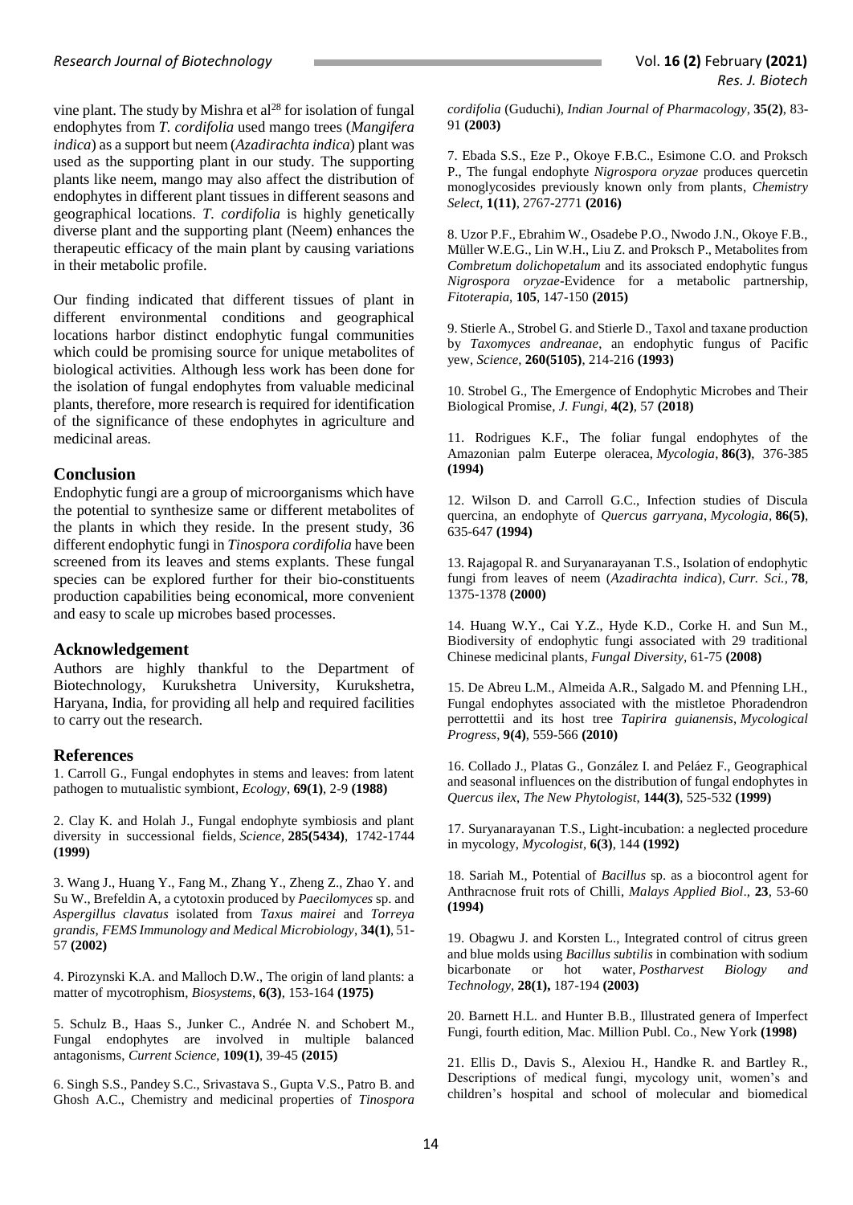vine plant. The study by Mishra et al[28] for isolation of fungal endophytes from *T. cordifolia* used mango trees (*Mangifera indica*) as a support but neem (*Azadirachta indica*) plant was used as the supporting plant in our study. The supporting plants like neem, mango may also affect the distribution of endophytes in different plant tissues in different seasons and geographical locations. *T. cordifolia* is highly genetically diverse plant and the supporting plant (Neem) enhances the therapeutic efficacy of the main plant by causing variations in their metabolic profile.

Our finding indicated that different tissues of plant in different environmental conditions and geographical locations harbor distinct endophytic fungal communities which could be promising source for unique metabolites of biological activities. Although less work has been done for the isolation of fungal endophytes from valuable medicinal plants, therefore, more research is required for identification of the significance of these endophytes in agriculture and medicinal areas.

## Conclusion

Endophytic fungi are a group of microorganisms which have the potential to synthesize same or different metabolites of the plants in which they reside. In the present study, 36 different endophytic fungi in *Tinospora cordifolia* have been screened from its leaves and stems explants. These fungal species can be explored further for their bio-constituents production capabilities being economical, more convenient and easy to scale up microbes based processes.

## Acknowledgement

Authors are highly thankful to the Department of Biotechnology, Kurukshetra University, Kurukshetra, Haryana, India, for providing all help and required facilities to carry out the research.

## References

1. Carroll G., Fungal endophytes in stems and leaves: from latent pathogen to mutualistic symbiont, *Ecology*, **69(1)**, 2-9 **(1988)**

2. Clay K. and Holah J., Fungal endophyte symbiosis and plant diversity in successional fields, *Science*, **285(5434)**, 1742-1744 **(1999)**

3. Wang J., Huang Y., Fang M., Zhang Y., Zheng Z., Zhao Y. and Su W., Brefeldin A, a cytotoxin produced by *Paecilomyces* sp. and *Aspergillus clavatus* isolated from *Taxus mairei* and *Torreya grandis*, *FEMS Immunology and Medical Microbiology*, **34(1)**, 51-57 **(2002)**

4. Pirozynski K.A. and Malloch D.W., The origin of land plants: a matter of mycotrophism, *Biosystems*, **6(3)**, 153-164 **(1975)**

5. Schulz B., Haas S., Junker C., Andrée N. and Schobert M., Fungal endophytes are involved in multiple balanced antagonisms, *Current Science*, **109(1)**, 39-45 **(2015)**

6. Singh S.S., Pandey S.C., Srivastava S., Gupta V.S., Patro B. and Ghosh A.C., Chemistry and medicinal properties of *Tinospora cordifolia* (Guduchi), *Indian Journal of Pharmacology*, **35(2)**, 83-91 **(2003)**

7. Ebada S.S., Eze P., Okoye F.B.C., Esimone C.O. and Proksch P., The fungal endophyte *Nigrospora oryzae* produces quercetin monoglycosides previously known only from plants, *Chemistry Select*, **1(11)**, 2767-2771 **(2016)**

8. Uzor P.F., Ebrahim W., Osadebe P.O., Nwodo J.N., Okoye F.B., Müller W.E.G., Lin W.H., Liu Z. and Proksch P., Metabolites from *Combretum dolichopetalum* and its associated endophytic fungus *Nigrospora oryzae*-Evidence for a metabolic partnership, *Fitoterapia*, **105**, 147-150 **(2015)**

9. Stierle A., Strobel G. and Stierle D., Taxol and taxane production by *Taxomyces andreanae*, an endophytic fungus of Pacific yew, *Science*, **260(5105)**, 214-216 **(1993)**

10. Strobel G., The Emergence of Endophytic Microbes and Their Biological Promise, *J. Fungi*, **4(2)**, 57 **(2018)**

11. Rodrigues K.F., The foliar fungal endophytes of the Amazonian palm Euterpe oleracea, *Mycologia*, **86(3)**, 376-385 **(1994)**

12. Wilson D. and Carroll G.C., Infection studies of Discula quercina, an endophyte of *Quercus garryana*, *Mycologia*, **86(5)**, 635-647 **(1994)**

13. Rajagopal R. and Suryanarayanan T.S., Isolation of endophytic fungi from leaves of neem (*Azadirachta indica*), *Curr. Sci.*, **78**, 1375-1378 **(2000)**

14. Huang W.Y., Cai Y.Z., Hyde K.D., Corke H. and Sun M., Biodiversity of endophytic fungi associated with 29 traditional Chinese medicinal plants, *Fungal Diversity*, 61-75 **(2008)**

15. De Abreu L.M., Almeida A.R., Salgado M. and Pfenning LH., Fungal endophytes associated with the mistletoe Phoradendron perrottettii and its host tree *Tapirira guianensis*, *Mycological Progress*, **9(4)**, 559-566 **(2010)**

16. Collado J., Platas G., González I. and Peláez F., Geographical and seasonal influences on the distribution of fungal endophytes in *Quercus ilex*, *The New Phytologist*, **144(3)**, 525-532 **(1999)**

17. Suryanarayanan T.S., Light-incubation: a neglected procedure in mycology, *Mycologist*, **6(3)**, 144 **(1992)**

18. Sariah M., Potential of *Bacillus* sp. as a biocontrol agent for Anthracnose fruit rots of Chilli, *Malays Applied Biol*., **23**, 53-60 **(1994)**

19. Obagwu J. and Korsten L., Integrated control of citrus green and blue molds using *Bacillus subtilis* in combination with sodium bicarbonate or hot water, *Postharvest Biology and Technology*, **28(1),** 187-194 **(2003)**

20. Barnett H.L. and Hunter B.B., Illustrated genera of Imperfect Fungi, fourth edition, Mac. Million Publ. Co., New York **(1998)**

21. Ellis D., Davis S., Alexiou H., Handke R. and Bartley R., Descriptions of medical fungi, mycology unit, women's and children's hospital and school of molecular and biomedical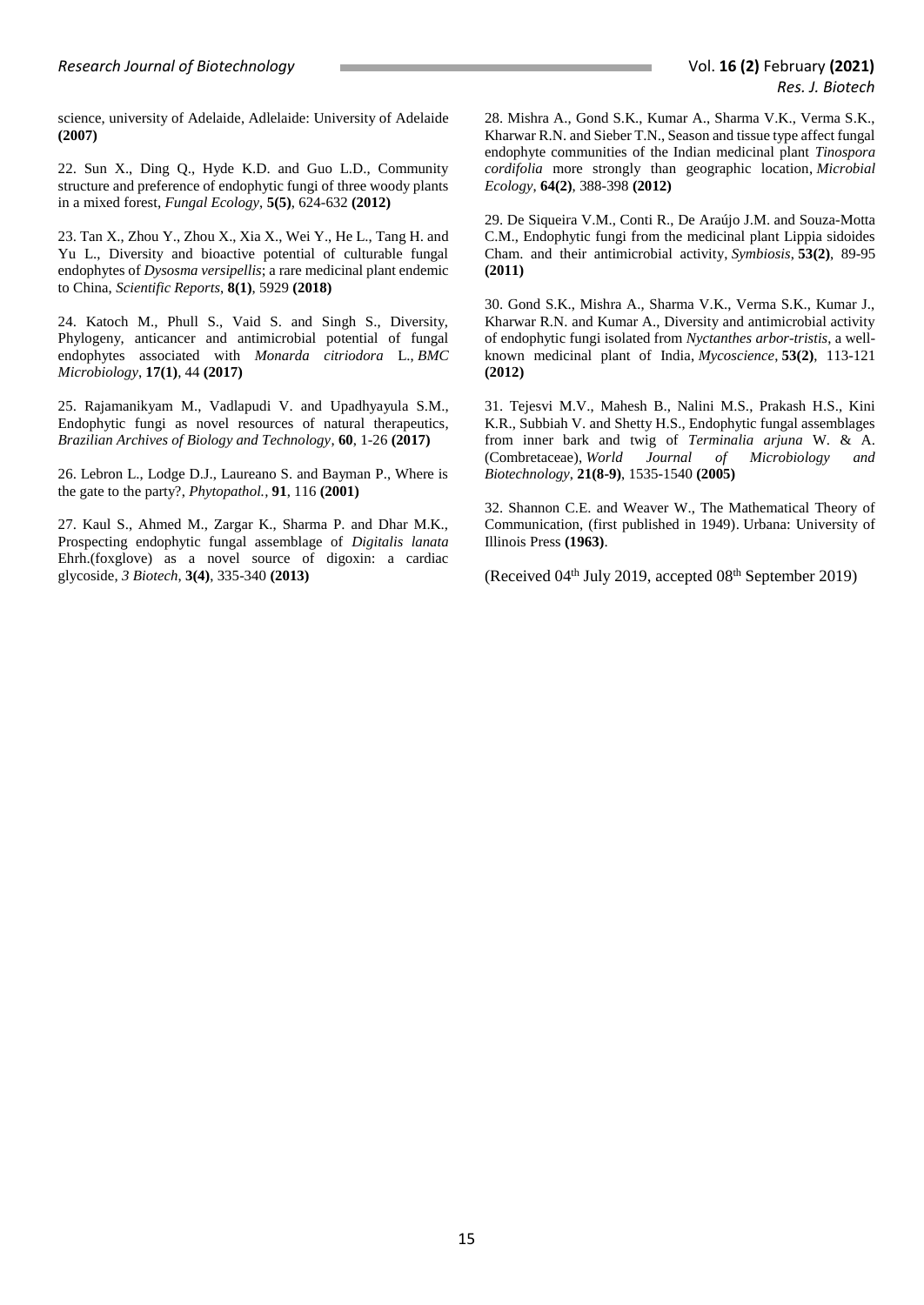science, university of Adelaide, Adlelaide: University of Adelaide **(2007)**

22. Sun X., Ding Q., Hyde K.D. and Guo L.D., Community structure and preference of endophytic fungi of three woody plants in a mixed forest, *Fungal Ecology*, **5(5)**, 624-632 **(2012)**

23. Tan X., Zhou Y., Zhou X., Xia X., Wei Y., He L., Tang H. and Yu L., Diversity and bioactive potential of culturable fungal endophytes of *Dysosma versipellis*; a rare medicinal plant endemic to China, *Scientific Reports*, **8(1)**, 5929 **(2018)**

24. Katoch M., Phull S., Vaid S. and Singh S., Diversity, Phylogeny, anticancer and antimicrobial potential of fungal endophytes associated with *Monarda citriodora* L., *BMC Microbiology*, **17(1)**, 44 **(2017)**

25. Rajamanikyam M., Vadlapudi V. and Upadhyayula S.M., Endophytic fungi as novel resources of natural therapeutics, *Brazilian Archives of Biology and Technology*, **60**, 1-26 **(2017)**

26. Lebron L., Lodge D.J., Laureano S. and Bayman P., Where is the gate to the party?, *Phytopathol.*, **91**, 116 **(2001)**

27. Kaul S., Ahmed M., Zargar K., Sharma P. and Dhar M.K., Prospecting endophytic fungal assemblage of *Digitalis lanata* Ehrh.(foxglove) as a novel source of digoxin: a cardiac glycoside, *3 Biotech*, **3(4)**, 335-340 **(2013)**

28. Mishra A., Gond S.K., Kumar A., Sharma V.K., Verma S.K., Kharwar R.N. and Sieber T.N., Season and tissue type affect fungal endophyte communities of the Indian medicinal plant *Tinospora cordifolia* more strongly than geographic location, *Microbial Ecology*, **64(2)**, 388-398 **(2012)**

29. De Siqueira V.M., Conti R., De Araújo J.M. and Souza-Motta C.M., Endophytic fungi from the medicinal plant Lippia sidoides Cham. and their antimicrobial activity, *Symbiosis*, **53(2)**, 89-95 **(2011)**

30. Gond S.K., Mishra A., Sharma V.K., Verma S.K., Kumar J., Kharwar R.N. and Kumar A., Diversity and antimicrobial activity of endophytic fungi isolated from *Nyctanthes arbor-tristis*, a well-known medicinal plant of India, *Mycoscience*, **53(2)**, 113-121 **(2012)**

31. Tejesvi M.V., Mahesh B., Nalini M.S., Prakash H.S., Kini K.R., Subbiah V. and Shetty H.S., Endophytic fungal assemblages from inner bark and twig of *Terminalia arjuna* W. & A. (Combretaceae), *World Journal of Microbiology and Biotechnology*, **21(8-9)**, 1535-1540 **(2005)**

32. Shannon C.E. and Weaver W., The Mathematical Theory of Communication, (first published in 1949). Urbana: University of Illinois Press **(1963)**.

(Received 04th July 2019, accepted 08th September 2019)